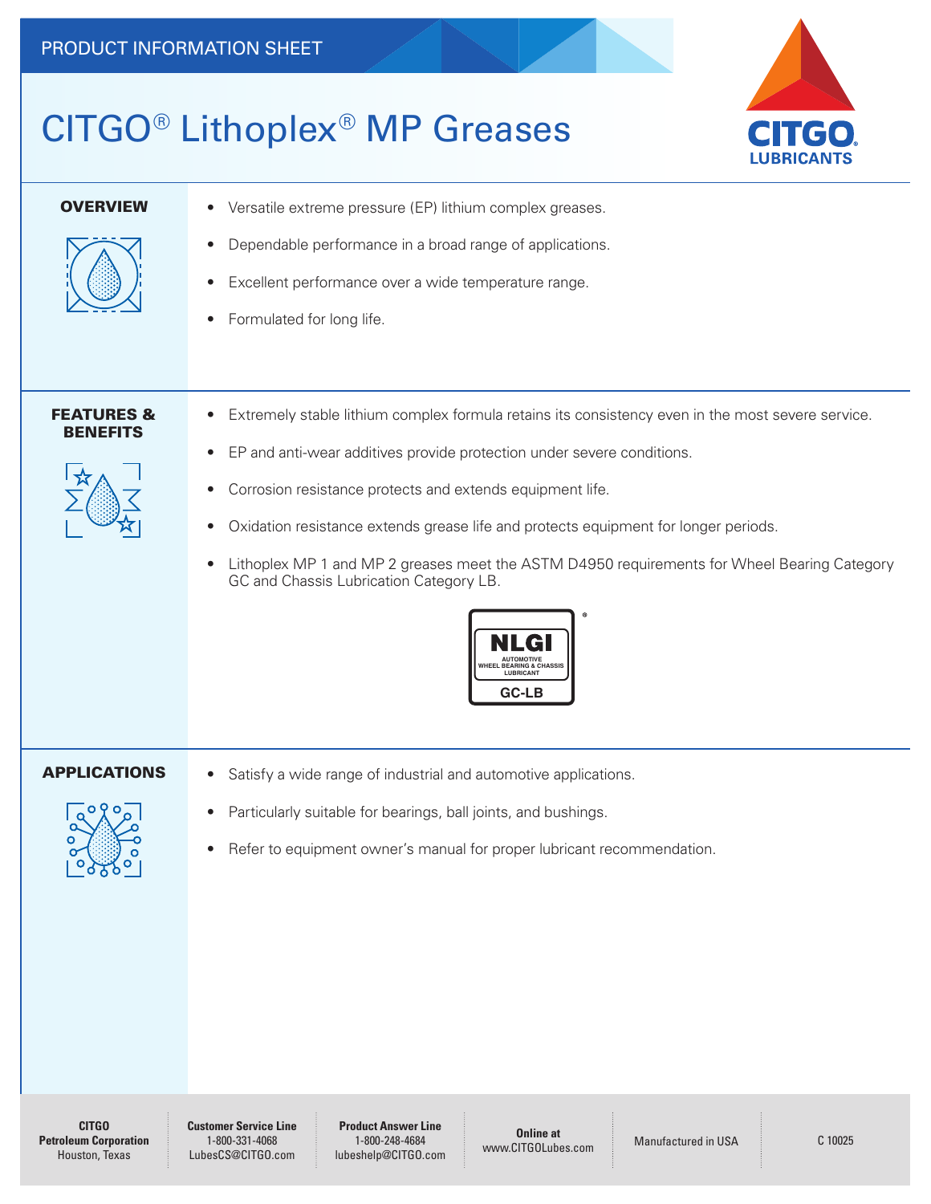PRODUCT INFORMATION SHEET

# CITGO® Lithoplex® MP Greases

## OVERVIEW

- Versatile extreme pressure (EP) lithium complex greases.
- Dependable performance in a broad range of applications.
- Excellent performance over a wide temperature range.
- Formulated for long life.

## FEATURES & BENEFITS

- Extremely stable lithium complex formula retains its consistency even in the most severe service.
- EP and anti-wear additives provide protection under severe conditions.
- Corrosion resistance protects and extends equipment life.
- Oxidation resistance extends grease life and protects equipment for longer periods.
- Lithoplex MP 1 and MP 2 greases meet the ASTM D4950 requirements for Wheel Bearing Category GC and Chassis Lubrication Category LB.

NLGI® AUTOMOTIVE WHEEL BEARING & CHASSIS LUBRICANT GC-LB

## APPLICATIONS

- Satisfy a wide range of industrial and automotive applications.
- Particularly suitable for bearings, ball joints, and bushings.
- Refer to equipment owner's manual for proper lubricant recommendation.

**CITGO Petroleum Corporation**
Houston, Texas

**Customer Service Line**
1-800-331-4068
LubesCS@CITGO.com

**Product Answer Line**
1-800-248-4684
lubeshelp@CITGO.com

**Online at**
www.CITGOLubes.com

Manufactured in USA

C 10025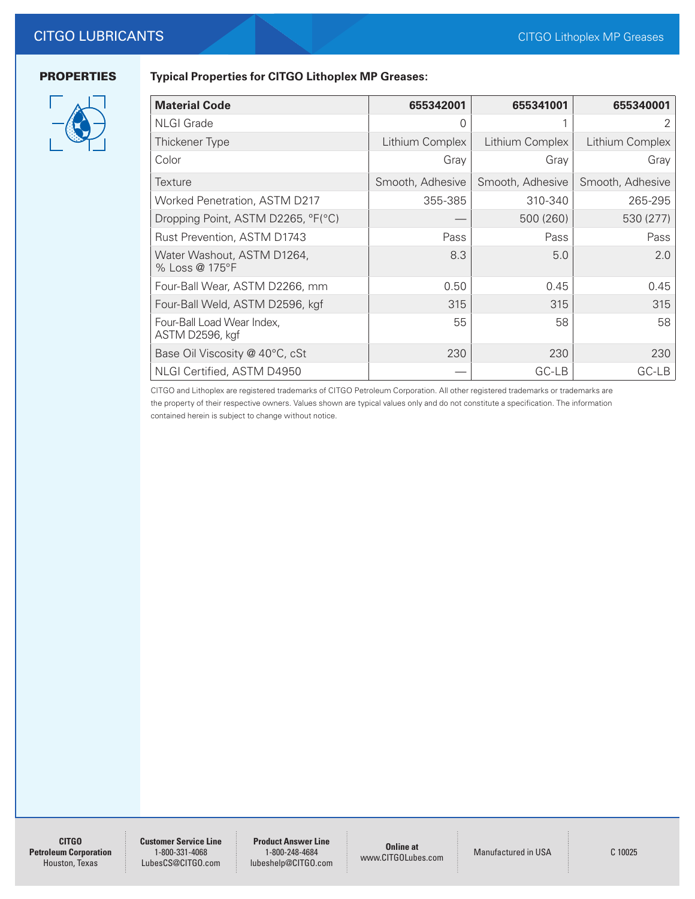## PROPERTIES

**Typical Properties for CITGO Lithoplex MP Greases:**

| Material Code | 655342001 | 655341001 | 655340001 |
|---|---|---|---|
| NLGI Grade | 0 | 1 | 2 |
| Thickener Type | Lithium Complex | Lithium Complex | Lithium Complex |
| Color | Gray | Gray | Gray |
| Texture | Smooth, Adhesive | Smooth, Adhesive | Smooth, Adhesive |
| Worked Penetration, ASTM D217 | 355-385 | 310-340 | 265-295 |
| Dropping Point, ASTM D2265, °F(°C) | — | 500 (260) | 530 (277) |
| Rust Prevention, ASTM D1743 | Pass | Pass | Pass |
| Water Washout, ASTM D1264, % Loss @ 175°F | 8.3 | 5.0 | 2.0 |
| Four-Ball Wear, ASTM D2266, mm | 0.50 | 0.45 | 0.45 |
| Four-Ball Weld, ASTM D2596, kgf | 315 | 315 | 315 |
| Four-Ball Load Wear Index, ASTM D2596, kgf | 55 | 58 | 58 |
| Base Oil Viscosity @ 40°C, cSt | 230 | 230 | 230 |
| NLGI Certified, ASTM D4950 | — | GC-LB | GC-LB |

CITGO and Lithoplex are registered trademarks of CITGO Petroleum Corporation. All other registered trademarks or trademarks are the property of their respective owners. Values shown are typical values only and do not constitute a specification. The information contained herein is subject to change without notice.

**CITGO Petroleum Corporation**
Houston, Texas

**Customer Service Line**
1-800-331-4068
LubesCS@CITGO.com

**Product Answer Line**
1-800-248-4684
lubeshelp@CITGO.com

**Online at**
www.CITGOLubes.com

Manufactured in USA

C 10025